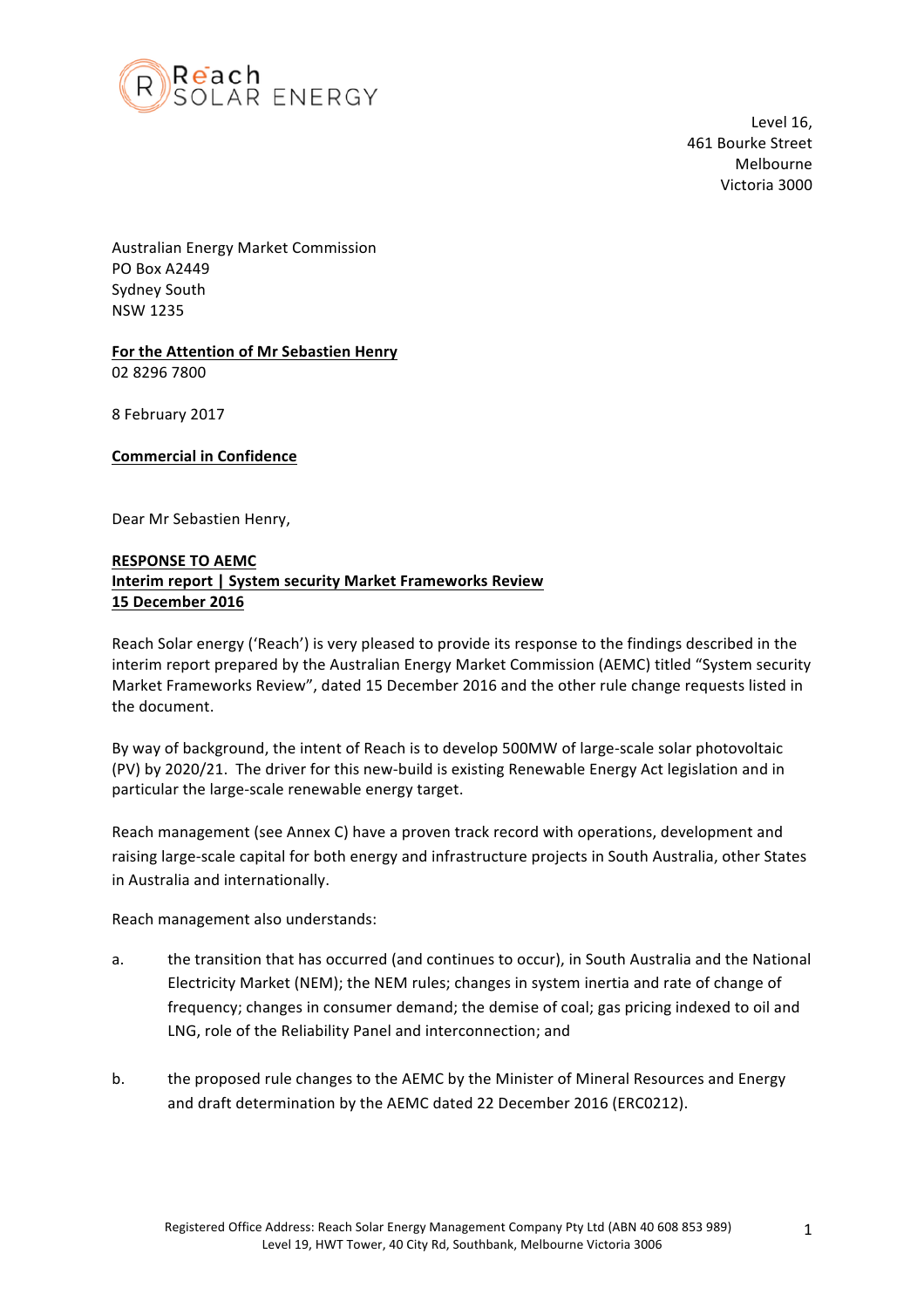Reach SOLAR ENERGY

Level 16,
461 Bourke Street
Melbourne
Victoria 3000

Australian Energy Market Commission
PO Box A2449
Sydney South
NSW 1235

**For the Attention of Mr Sebastien Henry**
02 8296 7800

8 February 2017

**Commercial in Confidence**

Dear Mr Sebastien Henry,

**RESPONSE TO AEMC**
**Interim report | System security Market Frameworks Review**
**15 December 2016**

Reach Solar energy ('Reach') is very pleased to provide its response to the findings described in the interim report prepared by the Australian Energy Market Commission (AEMC) titled "System security Market Frameworks Review", dated 15 December 2016 and the other rule change requests listed in the document.

By way of background, the intent of Reach is to develop 500MW of large-scale solar photovoltaic (PV) by 2020/21. The driver for this new-build is existing Renewable Energy Act legislation and in particular the large-scale renewable energy target.

Reach management (see Annex C) have a proven track record with operations, development and raising large-scale capital for both energy and infrastructure projects in South Australia, other States in Australia and internationally.

Reach management also understands:

a. the transition that has occurred (and continues to occur), in South Australia and the National Electricity Market (NEM); the NEM rules; changes in system inertia and rate of change of frequency; changes in consumer demand; the demise of coal; gas pricing indexed to oil and LNG, role of the Reliability Panel and interconnection; and

b. the proposed rule changes to the AEMC by the Minister of Mineral Resources and Energy and draft determination by the AEMC dated 22 December 2016 (ERC0212).

Registered Office Address: Reach Solar Energy Management Company Pty Ltd (ABN 40 608 853 989)
Level 19, HWT Tower, 40 City Rd, Southbank, Melbourne Victoria 3006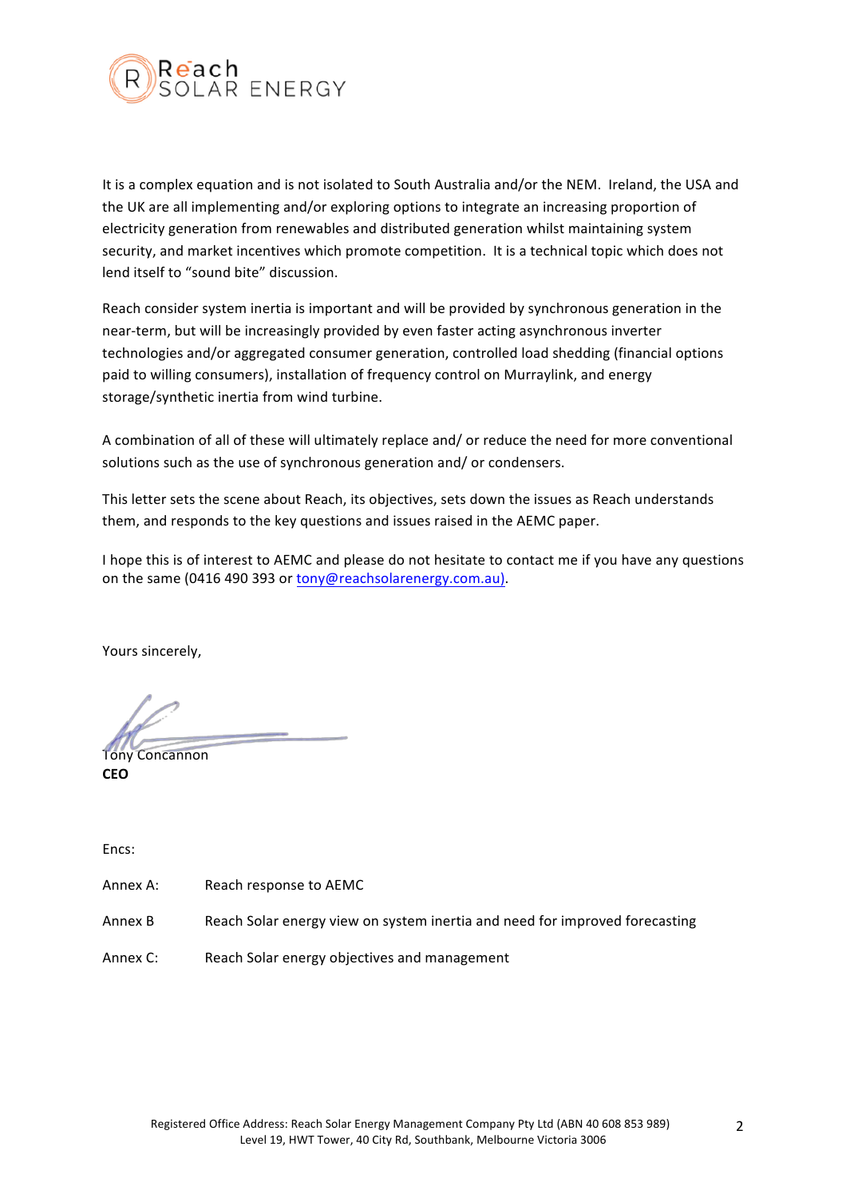It is a complex equation and is not isolated to South Australia and/or the NEM. Ireland, the USA and the UK are all implementing and/or exploring options to integrate an increasing proportion of electricity generation from renewables and distributed generation whilst maintaining system security, and market incentives which promote competition. It is a technical topic which does not lend itself to "sound bite" discussion.

Reach consider system inertia is important and will be provided by synchronous generation in the near-term, but will be increasingly provided by even faster acting asynchronous inverter technologies and/or aggregated consumer generation, controlled load shedding (financial options paid to willing consumers), installation of frequency control on Murraylink, and energy storage/synthetic inertia from wind turbine.

A combination of all of these will ultimately replace and/ or reduce the need for more conventional solutions such as the use of synchronous generation and/ or condensers.

This letter sets the scene about Reach, its objectives, sets down the issues as Reach understands them, and responds to the key questions and issues raised in the AEMC paper.

I hope this is of interest to AEMC and please do not hesitate to contact me if you have any questions on the same (0416 490 393 or tony@reachsolarenergy.com.au).

Yours sincerely,

Tony Concannon
**CEO**

Encs:

Annex A: Reach response to AEMC

Annex B Reach Solar energy view on system inertia and need for improved forecasting

Annex C: Reach Solar energy objectives and management

Registered Office Address: Reach Solar Energy Management Company Pty Ltd (ABN 40 608 853 989)
Level 19, HWT Tower, 40 City Rd, Southbank, Melbourne Victoria 3006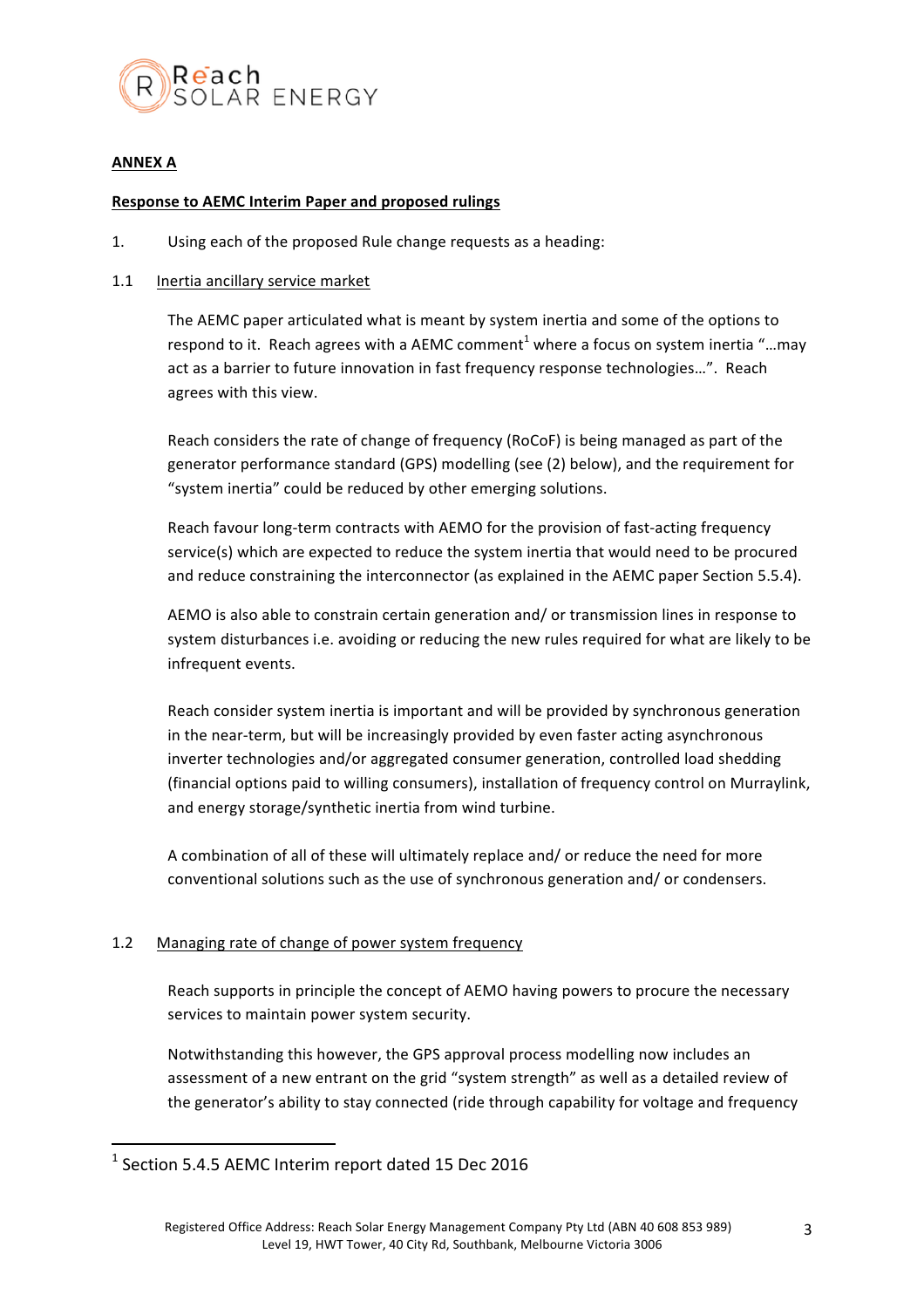**ANNEX A**

**Response to AEMC Interim Paper and proposed rulings**

1. Using each of the proposed Rule change requests as a heading:

1.1 Inertia ancillary service market

The AEMC paper articulated what is meant by system inertia and some of the options to respond to it. Reach agrees with a AEMC comment[1] where a focus on system inertia "…may act as a barrier to future innovation in fast frequency response technologies…". Reach agrees with this view.

Reach considers the rate of change of frequency (RoCoF) is being managed as part of the generator performance standard (GPS) modelling (see (2) below), and the requirement for "system inertia" could be reduced by other emerging solutions.

Reach favour long-term contracts with AEMO for the provision of fast-acting frequency service(s) which are expected to reduce the system inertia that would need to be procured and reduce constraining the interconnector (as explained in the AEMC paper Section 5.5.4).

AEMO is also able to constrain certain generation and/ or transmission lines in response to system disturbances i.e. avoiding or reducing the new rules required for what are likely to be infrequent events.

Reach consider system inertia is important and will be provided by synchronous generation in the near-term, but will be increasingly provided by even faster acting asynchronous inverter technologies and/or aggregated consumer generation, controlled load shedding (financial options paid to willing consumers), installation of frequency control on Murraylink, and energy storage/synthetic inertia from wind turbine.

A combination of all of these will ultimately replace and/ or reduce the need for more conventional solutions such as the use of synchronous generation and/ or condensers.

1.2 Managing rate of change of power system frequency

Reach supports in principle the concept of AEMO having powers to procure the necessary services to maintain power system security.

Notwithstanding this however, the GPS approval process modelling now includes an assessment of a new entrant on the grid "system strength" as well as a detailed review of the generator's ability to stay connected (ride through capability for voltage and frequency

---

[1] Section 5.4.5 AEMC Interim report dated 15 Dec 2016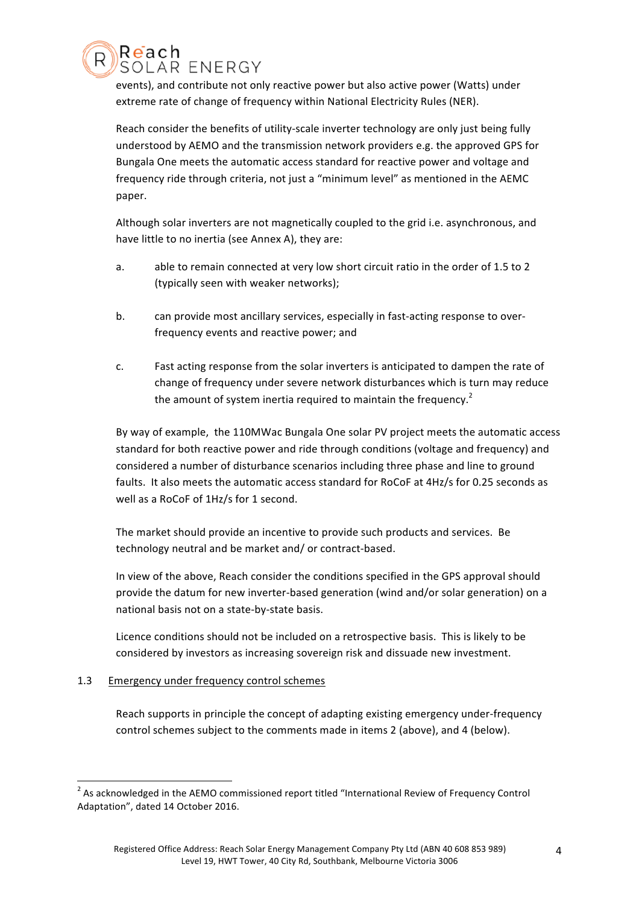events), and contribute not only reactive power but also active power (Watts) under extreme rate of change of frequency within National Electricity Rules (NER).

Reach consider the benefits of utility-scale inverter technology are only just being fully understood by AEMO and the transmission network providers e.g. the approved GPS for Bungala One meets the automatic access standard for reactive power and voltage and frequency ride through criteria, not just a "minimum level" as mentioned in the AEMC paper.

Although solar inverters are not magnetically coupled to the grid i.e. asynchronous, and have little to no inertia (see Annex A), they are:

a. able to remain connected at very low short circuit ratio in the order of 1.5 to 2 (typically seen with weaker networks);

b. can provide most ancillary services, especially in fast-acting response to over-frequency events and reactive power; and

c. Fast acting response from the solar inverters is anticipated to dampen the rate of change of frequency under severe network disturbances which is turn may reduce the amount of system inertia required to maintain the frequency.[2]

By way of example, the 110MWac Bungala One solar PV project meets the automatic access standard for both reactive power and ride through conditions (voltage and frequency) and considered a number of disturbance scenarios including three phase and line to ground faults. It also meets the automatic access standard for RoCoF at 4Hz/s for 0.25 seconds as well as a RoCoF of 1Hz/s for 1 second.

The market should provide an incentive to provide such products and services. Be technology neutral and be market and/ or contract-based.

In view of the above, Reach consider the conditions specified in the GPS approval should provide the datum for new inverter-based generation (wind and/or solar generation) on a national basis not on a state-by-state basis.

Licence conditions should not be included on a retrospective basis. This is likely to be considered by investors as increasing sovereign risk and dissuade new investment.

1.3 Emergency under frequency control schemes

Reach supports in principle the concept of adapting existing emergency under-frequency control schemes subject to the comments made in items 2 (above), and 4 (below).

[2] As acknowledged in the AEMO commissioned report titled "International Review of Frequency Control Adaptation", dated 14 October 2016.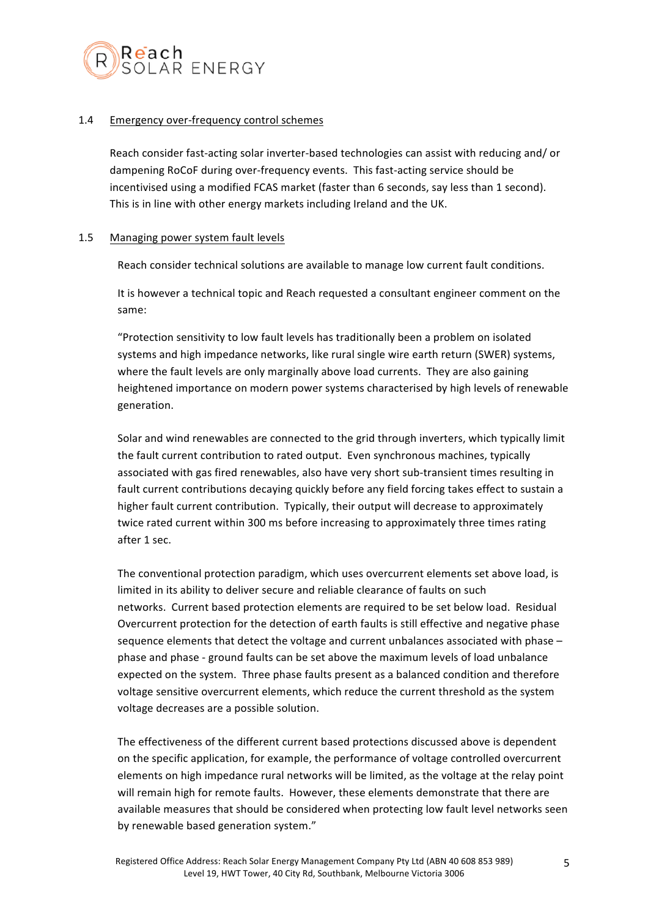### 1.4 Emergency over-frequency control schemes

Reach consider fast-acting solar inverter-based technologies can assist with reducing and/ or dampening RoCoF during over-frequency events. This fast-acting service should be incentivised using a modified FCAS market (faster than 6 seconds, say less than 1 second). This is in line with other energy markets including Ireland and the UK.

### 1.5 Managing power system fault levels

Reach consider technical solutions are available to manage low current fault conditions.

It is however a technical topic and Reach requested a consultant engineer comment on the same:

"Protection sensitivity to low fault levels has traditionally been a problem on isolated systems and high impedance networks, like rural single wire earth return (SWER) systems, where the fault levels are only marginally above load currents. They are also gaining heightened importance on modern power systems characterised by high levels of renewable generation.

Solar and wind renewables are connected to the grid through inverters, which typically limit the fault current contribution to rated output. Even synchronous machines, typically associated with gas fired renewables, also have very short sub-transient times resulting in fault current contributions decaying quickly before any field forcing takes effect to sustain a higher fault current contribution. Typically, their output will decrease to approximately twice rated current within 300 ms before increasing to approximately three times rating after 1 sec.

The conventional protection paradigm, which uses overcurrent elements set above load, is limited in its ability to deliver secure and reliable clearance of faults on such networks. Current based protection elements are required to be set below load. Residual Overcurrent protection for the detection of earth faults is still effective and negative phase sequence elements that detect the voltage and current unbalances associated with phase – phase and phase - ground faults can be set above the maximum levels of load unbalance expected on the system. Three phase faults present as a balanced condition and therefore voltage sensitive overcurrent elements, which reduce the current threshold as the system voltage decreases are a possible solution.

The effectiveness of the different current based protections discussed above is dependent on the specific application, for example, the performance of voltage controlled overcurrent elements on high impedance rural networks will be limited, as the voltage at the relay point will remain high for remote faults. However, these elements demonstrate that there are available measures that should be considered when protecting low fault level networks seen by renewable based generation system."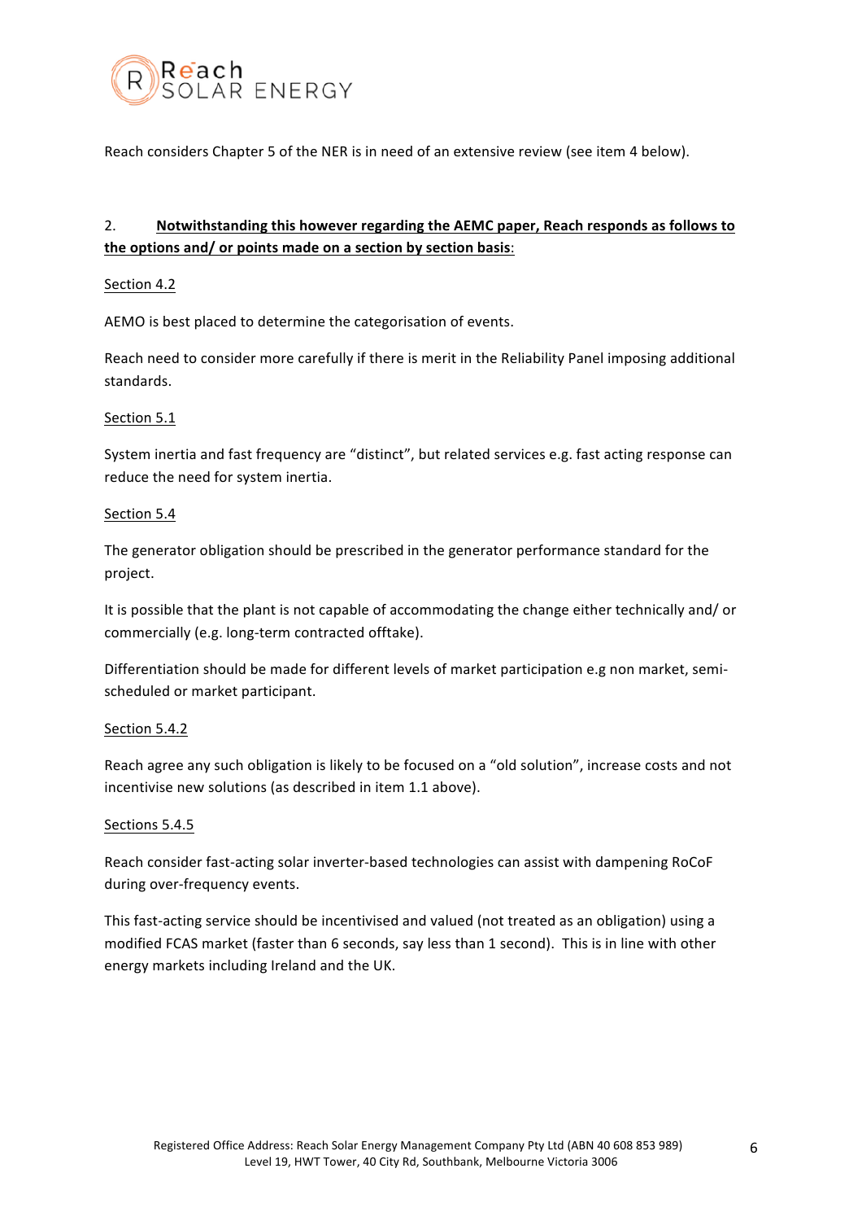Reach considers Chapter 5 of the NER is in need of an extensive review (see item 4 below).

2. **Notwithstanding this however regarding the AEMC paper, Reach responds as follows to the options and/ or points made on a section by section basis**:

Section 4.2

AEMO is best placed to determine the categorisation of events.

Reach need to consider more carefully if there is merit in the Reliability Panel imposing additional standards.

Section 5.1

System inertia and fast frequency are "distinct", but related services e.g. fast acting response can reduce the need for system inertia.

Section 5.4

The generator obligation should be prescribed in the generator performance standard for the project.

It is possible that the plant is not capable of accommodating the change either technically and/ or commercially (e.g. long-term contracted offtake).

Differentiation should be made for different levels of market participation e.g non market, semi-scheduled or market participant.

Section 5.4.2

Reach agree any such obligation is likely to be focused on a "old solution", increase costs and not incentivise new solutions (as described in item 1.1 above).

Sections 5.4.5

Reach consider fast-acting solar inverter-based technologies can assist with dampening RoCoF during over-frequency events.

This fast-acting service should be incentivised and valued (not treated as an obligation) using a modified FCAS market (faster than 6 seconds, say less than 1 second). This is in line with other energy markets including Ireland and the UK.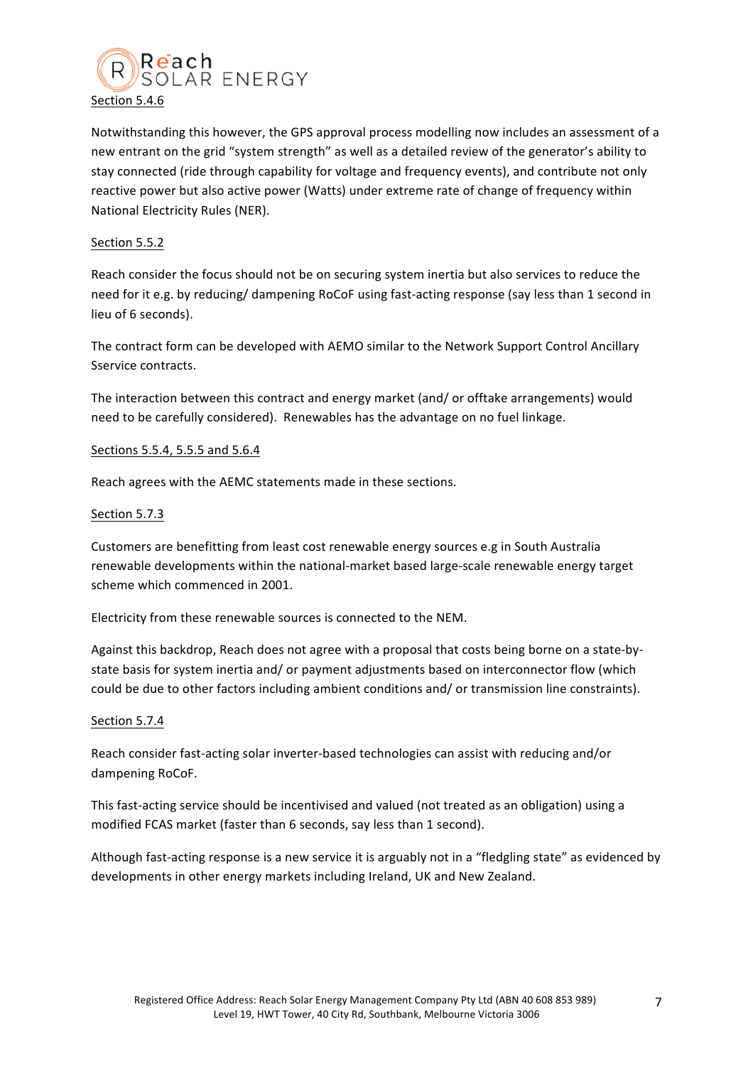Section 5.4.6

Notwithstanding this however, the GPS approval process modelling now includes an assessment of a new entrant on the grid "system strength" as well as a detailed review of the generator's ability to stay connected (ride through capability for voltage and frequency events), and contribute not only reactive power but also active power (Watts) under extreme rate of change of frequency within National Electricity Rules (NER).

Section 5.5.2

Reach consider the focus should not be on securing system inertia but also services to reduce the need for it e.g. by reducing/ dampening RoCoF using fast-acting response (say less than 1 second in lieu of 6 seconds).

The contract form can be developed with AEMO similar to the Network Support Control Ancillary Sservice contracts.

The interaction between this contract and energy market (and/ or offtake arrangements) would need to be carefully considered). Renewables has the advantage on no fuel linkage.

Sections 5.5.4, 5.5.5 and 5.6.4

Reach agrees with the AEMC statements made in these sections.

Section 5.7.3

Customers are benefitting from least cost renewable energy sources e.g in South Australia renewable developments within the national-market based large-scale renewable energy target scheme which commenced in 2001.

Electricity from these renewable sources is connected to the NEM.

Against this backdrop, Reach does not agree with a proposal that costs being borne on a state-by-state basis for system inertia and/ or payment adjustments based on interconnector flow (which could be due to other factors including ambient conditions and/ or transmission line constraints).

Section 5.7.4

Reach consider fast-acting solar inverter-based technologies can assist with reducing and/or dampening RoCoF.

This fast-acting service should be incentivised and valued (not treated as an obligation) using a modified FCAS market (faster than 6 seconds, say less than 1 second).

Although fast-acting response is a new service it is arguably not in a "fledgling state" as evidenced by developments in other energy markets including Ireland, UK and New Zealand.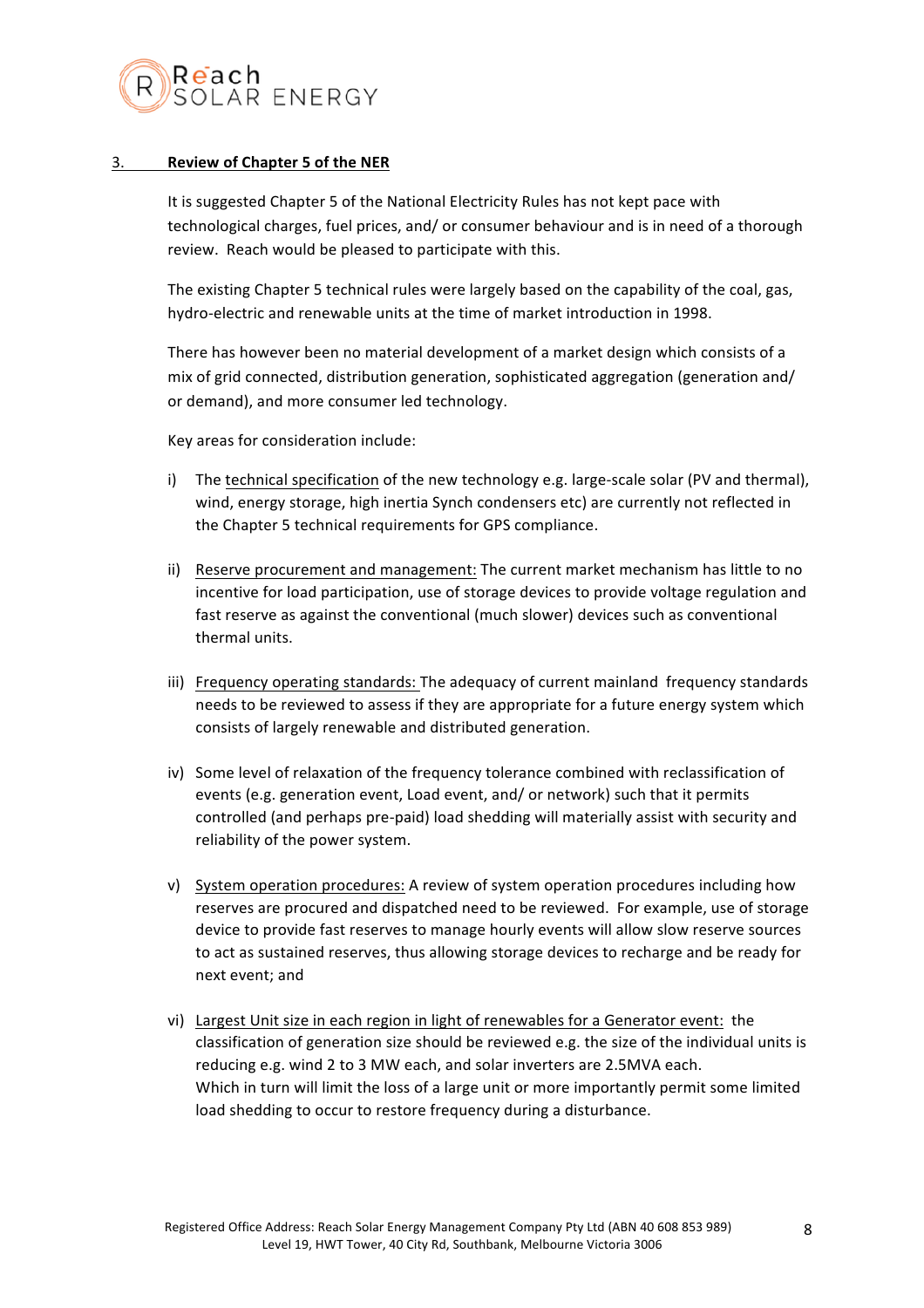## 3. Review of Chapter 5 of the NER

It is suggested Chapter 5 of the National Electricity Rules has not kept pace with technological charges, fuel prices, and/ or consumer behaviour and is in need of a thorough review. Reach would be pleased to participate with this.

The existing Chapter 5 technical rules were largely based on the capability of the coal, gas, hydro-electric and renewable units at the time of market introduction in 1998.

There has however been no material development of a market design which consists of a mix of grid connected, distribution generation, sophisticated aggregation (generation and/ or demand), and more consumer led technology.

Key areas for consideration include:

i) The technical specification of the new technology e.g. large-scale solar (PV and thermal), wind, energy storage, high inertia Synch condensers etc) are currently not reflected in the Chapter 5 technical requirements for GPS compliance.

ii) Reserve procurement and management: The current market mechanism has little to no incentive for load participation, use of storage devices to provide voltage regulation and fast reserve as against the conventional (much slower) devices such as conventional thermal units.

iii) Frequency operating standards: The adequacy of current mainland frequency standards needs to be reviewed to assess if they are appropriate for a future energy system which consists of largely renewable and distributed generation.

iv) Some level of relaxation of the frequency tolerance combined with reclassification of events (e.g. generation event, Load event, and/ or network) such that it permits controlled (and perhaps pre-paid) load shedding will materially assist with security and reliability of the power system.

v) System operation procedures: A review of system operation procedures including how reserves are procured and dispatched need to be reviewed. For example, use of storage device to provide fast reserves to manage hourly events will allow slow reserve sources to act as sustained reserves, thus allowing storage devices to recharge and be ready for next event; and

vi) Largest Unit size in each region in light of renewables for a Generator event: the classification of generation size should be reviewed e.g. the size of the individual units is reducing e.g. wind 2 to 3 MW each, and solar inverters are 2.5MVA each.
Which in turn will limit the loss of a large unit or more importantly permit some limited load shedding to occur to restore frequency during a disturbance.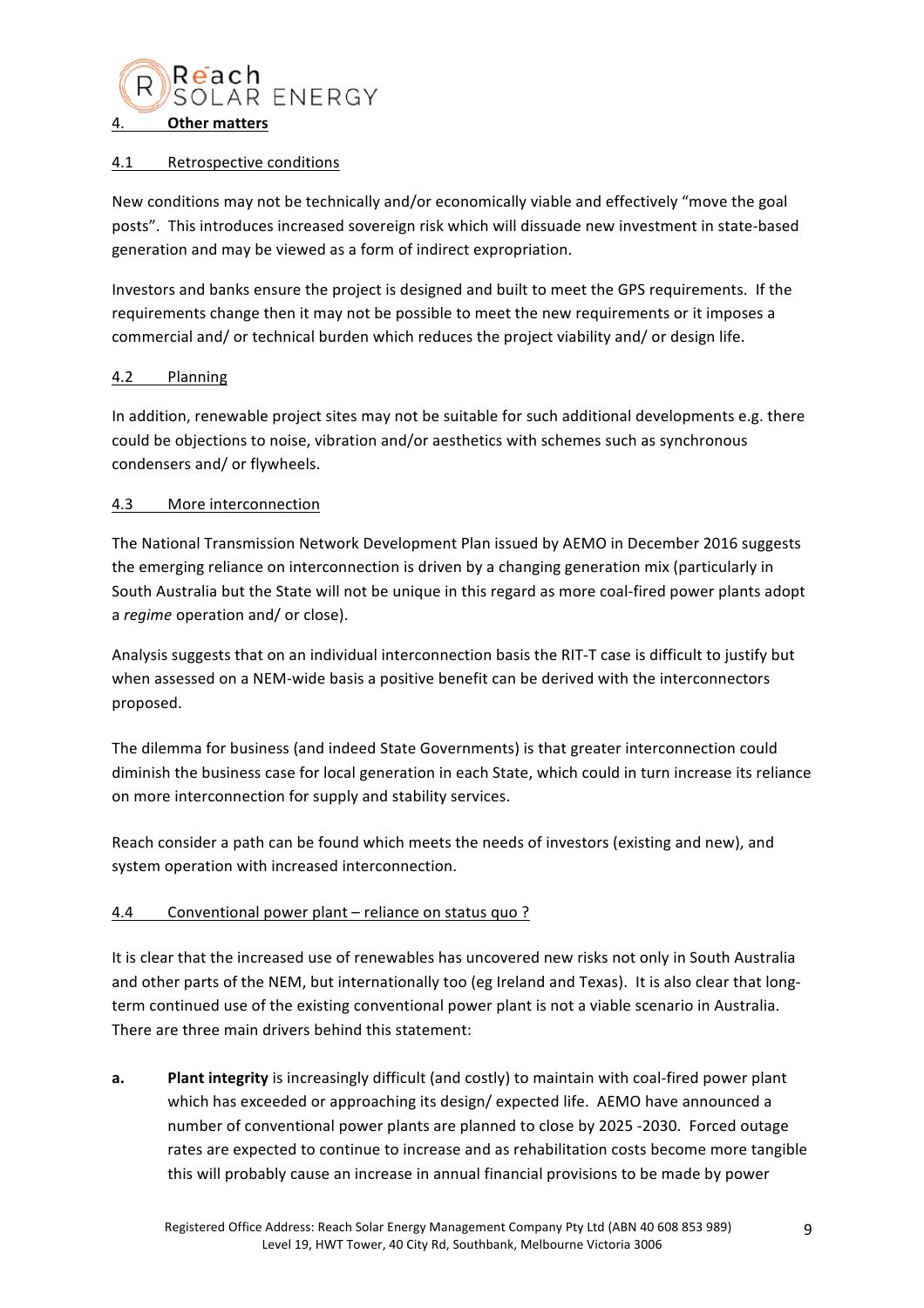## 4. Other matters

### 4.1 Retrospective conditions

New conditions may not be technically and/or economically viable and effectively "move the goal posts". This introduces increased sovereign risk which will dissuade new investment in state-based generation and may be viewed as a form of indirect expropriation.

Investors and banks ensure the project is designed and built to meet the GPS requirements. If the requirements change then it may not be possible to meet the new requirements or it imposes a commercial and/ or technical burden which reduces the project viability and/ or design life.

### 4.2 Planning

In addition, renewable project sites may not be suitable for such additional developments e.g. there could be objections to noise, vibration and/or aesthetics with schemes such as synchronous condensers and/ or flywheels.

### 4.3 More interconnection

The National Transmission Network Development Plan issued by AEMO in December 2016 suggests the emerging reliance on interconnection is driven by a changing generation mix (particularly in South Australia but the State will not be unique in this regard as more coal-fired power plants adopt a *regime* operation and/ or close).

Analysis suggests that on an individual interconnection basis the RIT-T case is difficult to justify but when assessed on a NEM-wide basis a positive benefit can be derived with the interconnectors proposed.

The dilemma for business (and indeed State Governments) is that greater interconnection could diminish the business case for local generation in each State, which could in turn increase its reliance on more interconnection for supply and stability services.

Reach consider a path can be found which meets the needs of investors (existing and new), and system operation with increased interconnection.

### 4.4 Conventional power plant – reliance on status quo ?

It is clear that the increased use of renewables has uncovered new risks not only in South Australia and other parts of the NEM, but internationally too (eg Ireland and Texas). It is also clear that long-term continued use of the existing conventional power plant is not a viable scenario in Australia. There are three main drivers behind this statement:

**a.** **Plant integrity** is increasingly difficult (and costly) to maintain with coal-fired power plant which has exceeded or approaching its design/ expected life. AEMO have announced a number of conventional power plants are planned to close by 2025 -2030. Forced outage rates are expected to continue to increase and as rehabilitation costs become more tangible this will probably cause an increase in annual financial provisions to be made by power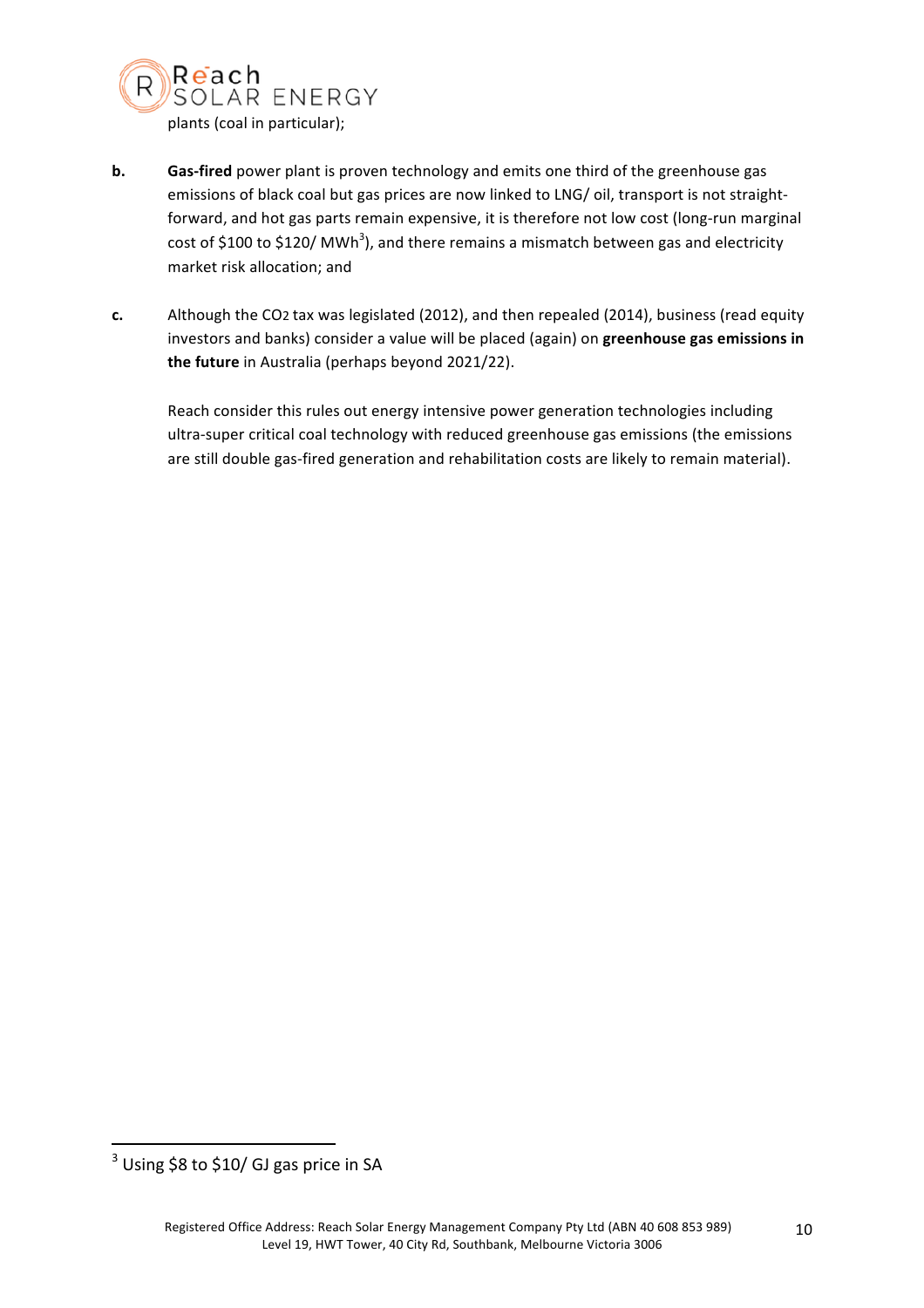plants (coal in particular);

**b.** **Gas-fired** power plant is proven technology and emits one third of the greenhouse gas emissions of black coal but gas prices are now linked to LNG/ oil, transport is not straight-forward, and hot gas parts remain expensive, it is therefore not low cost (long-run marginal cost of \$100 to \$120/ MWh[3]), and there remains a mismatch between gas and electricity market risk allocation; and

**c.** Although the $CO_2$ tax was legislated (2012), and then repealed (2014), business (read equity investors and banks) consider a value will be placed (again) on **greenhouse gas emissions in the future** in Australia (perhaps beyond 2021/22).

Reach consider this rules out energy intensive power generation technologies including ultra-super critical coal technology with reduced greenhouse gas emissions (the emissions are still double gas-fired generation and rehabilitation costs are likely to remain material).

---

[3] Using \$8 to \$10/ GJ gas price in SA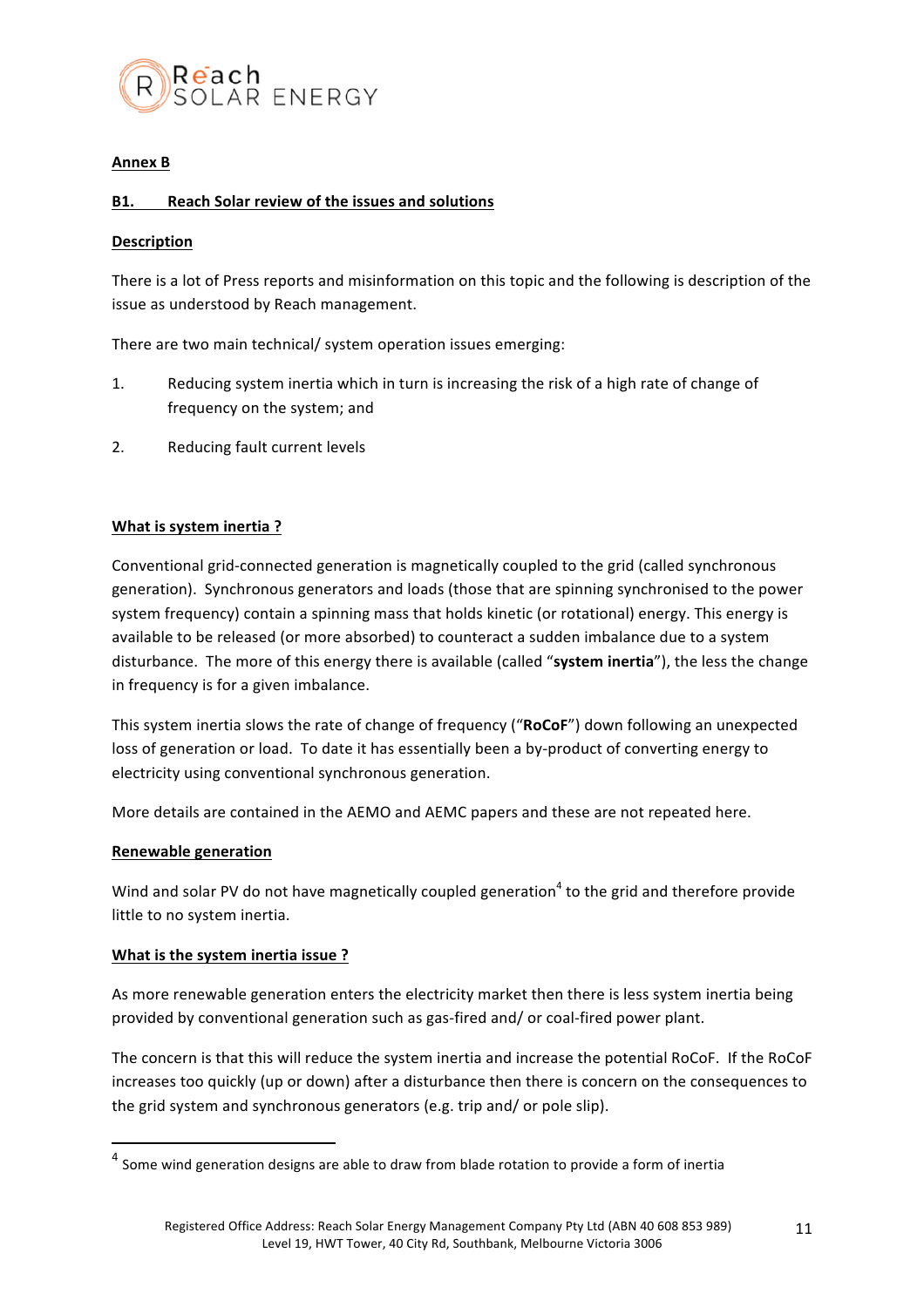**Annex B**

**B1. Reach Solar review of the issues and solutions**

**Description**

There is a lot of Press reports and misinformation on this topic and the following is description of the issue as understood by Reach management.

There are two main technical/ system operation issues emerging:

1. Reducing system inertia which in turn is increasing the risk of a high rate of change of frequency on the system; and
2. Reducing fault current levels

**What is system inertia ?**

Conventional grid-connected generation is magnetically coupled to the grid (called synchronous generation). Synchronous generators and loads (those that are spinning synchronised to the power system frequency) contain a spinning mass that holds kinetic (or rotational) energy. This energy is available to be released (or more absorbed) to counteract a sudden imbalance due to a system disturbance. The more of this energy there is available (called "**system inertia**"), the less the change in frequency is for a given imbalance.

This system inertia slows the rate of change of frequency ("**RoCoF**") down following an unexpected loss of generation or load. To date it has essentially been a by-product of converting energy to electricity using conventional synchronous generation.

More details are contained in the AEMO and AEMC papers and these are not repeated here.

**Renewable generation**

Wind and solar PV do not have magnetically coupled generation[4] to the grid and therefore provide little to no system inertia.

**What is the system inertia issue ?**

As more renewable generation enters the electricity market then there is less system inertia being provided by conventional generation such as gas-fired and/ or coal-fired power plant.

The concern is that this will reduce the system inertia and increase the potential RoCoF. If the RoCoF increases too quickly (up or down) after a disturbance then there is concern on the consequences to the grid system and synchronous generators (e.g. trip and/ or pole slip).

[4] Some wind generation designs are able to draw from blade rotation to provide a form of inertia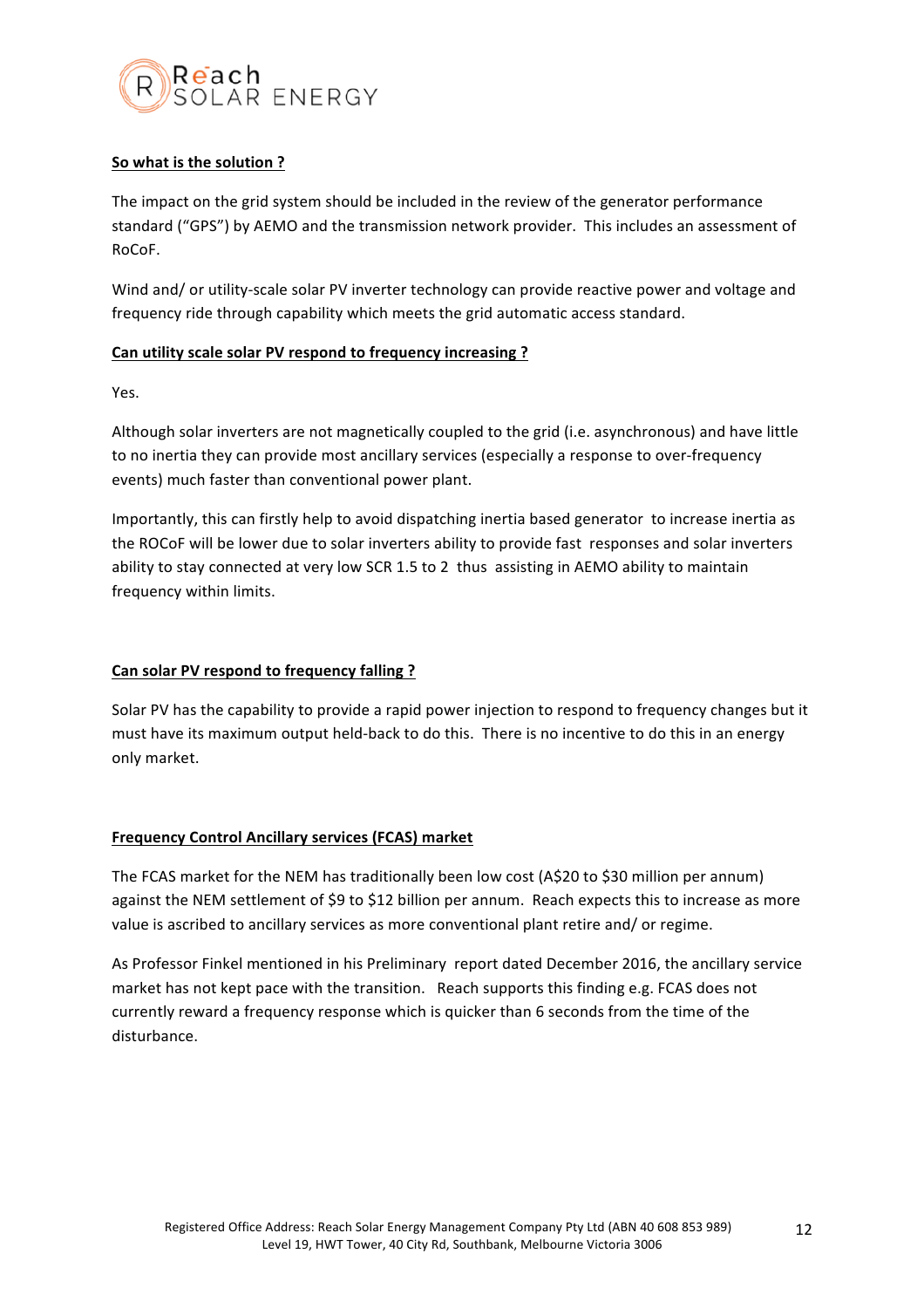**So what is the solution ?**

The impact on the grid system should be included in the review of the generator performance standard ("GPS") by AEMO and the transmission network provider. This includes an assessment of RoCoF.

Wind and/ or utility-scale solar PV inverter technology can provide reactive power and voltage and frequency ride through capability which meets the grid automatic access standard.

**Can utility scale solar PV respond to frequency increasing ?**

Yes.

Although solar inverters are not magnetically coupled to the grid (i.e. asynchronous) and have little to no inertia they can provide most ancillary services (especially a response to over-frequency events) much faster than conventional power plant.

Importantly, this can firstly help to avoid dispatching inertia based generator to increase inertia as the ROCoF will be lower due to solar inverters ability to provide fast responses and solar inverters ability to stay connected at very low SCR 1.5 to 2 thus assisting in AEMO ability to maintain frequency within limits.

**Can solar PV respond to frequency falling ?**

Solar PV has the capability to provide a rapid power injection to respond to frequency changes but it must have its maximum output held-back to do this. There is no incentive to do this in an energy only market.

**Frequency Control Ancillary services (FCAS) market**

The FCAS market for the NEM has traditionally been low cost (A$20 to $30 million per annum) against the NEM settlement of $9 to $12 billion per annum. Reach expects this to increase as more value is ascribed to ancillary services as more conventional plant retire and/ or regime.

As Professor Finkel mentioned in his Preliminary report dated December 2016, the ancillary service market has not kept pace with the transition. Reach supports this finding e.g. FCAS does not currently reward a frequency response which is quicker than 6 seconds from the time of the disturbance.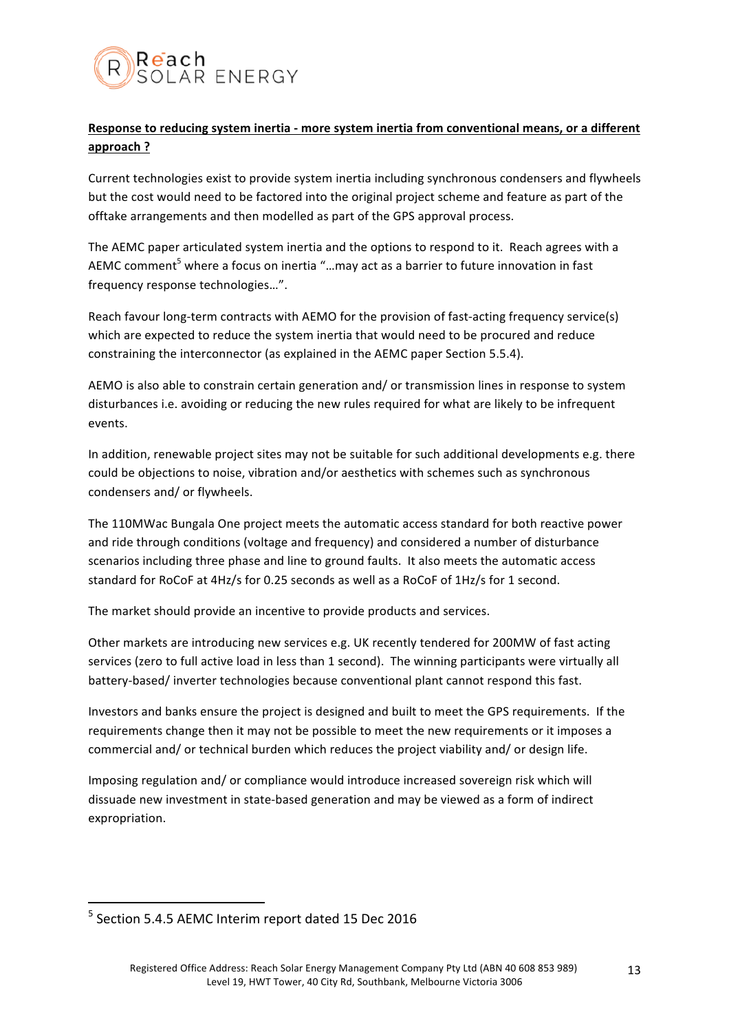**Response to reducing system inertia - more system inertia from conventional means, or a different approach ?**

Current technologies exist to provide system inertia including synchronous condensers and flywheels but the cost would need to be factored into the original project scheme and feature as part of the offtake arrangements and then modelled as part of the GPS approval process.

The AEMC paper articulated system inertia and the options to respond to it. Reach agrees with a AEMC comment[5] where a focus on inertia "…may act as a barrier to future innovation in fast frequency response technologies…".

Reach favour long-term contracts with AEMO for the provision of fast-acting frequency service(s) which are expected to reduce the system inertia that would need to be procured and reduce constraining the interconnector (as explained in the AEMC paper Section 5.5.4).

AEMO is also able to constrain certain generation and/ or transmission lines in response to system disturbances i.e. avoiding or reducing the new rules required for what are likely to be infrequent events.

In addition, renewable project sites may not be suitable for such additional developments e.g. there could be objections to noise, vibration and/or aesthetics with schemes such as synchronous condensers and/ or flywheels.

The 110MWac Bungala One project meets the automatic access standard for both reactive power and ride through conditions (voltage and frequency) and considered a number of disturbance scenarios including three phase and line to ground faults. It also meets the automatic access standard for RoCoF at 4Hz/s for 0.25 seconds as well as a RoCoF of 1Hz/s for 1 second.

The market should provide an incentive to provide products and services.

Other markets are introducing new services e.g. UK recently tendered for 200MW of fast acting services (zero to full active load in less than 1 second). The winning participants were virtually all battery-based/ inverter technologies because conventional plant cannot respond this fast.

Investors and banks ensure the project is designed and built to meet the GPS requirements. If the requirements change then it may not be possible to meet the new requirements or it imposes a commercial and/ or technical burden which reduces the project viability and/ or design life.

Imposing regulation and/ or compliance would introduce increased sovereign risk which will dissuade new investment in state-based generation and may be viewed as a form of indirect expropriation.

---

[5] Section 5.4.5 AEMC Interim report dated 15 Dec 2016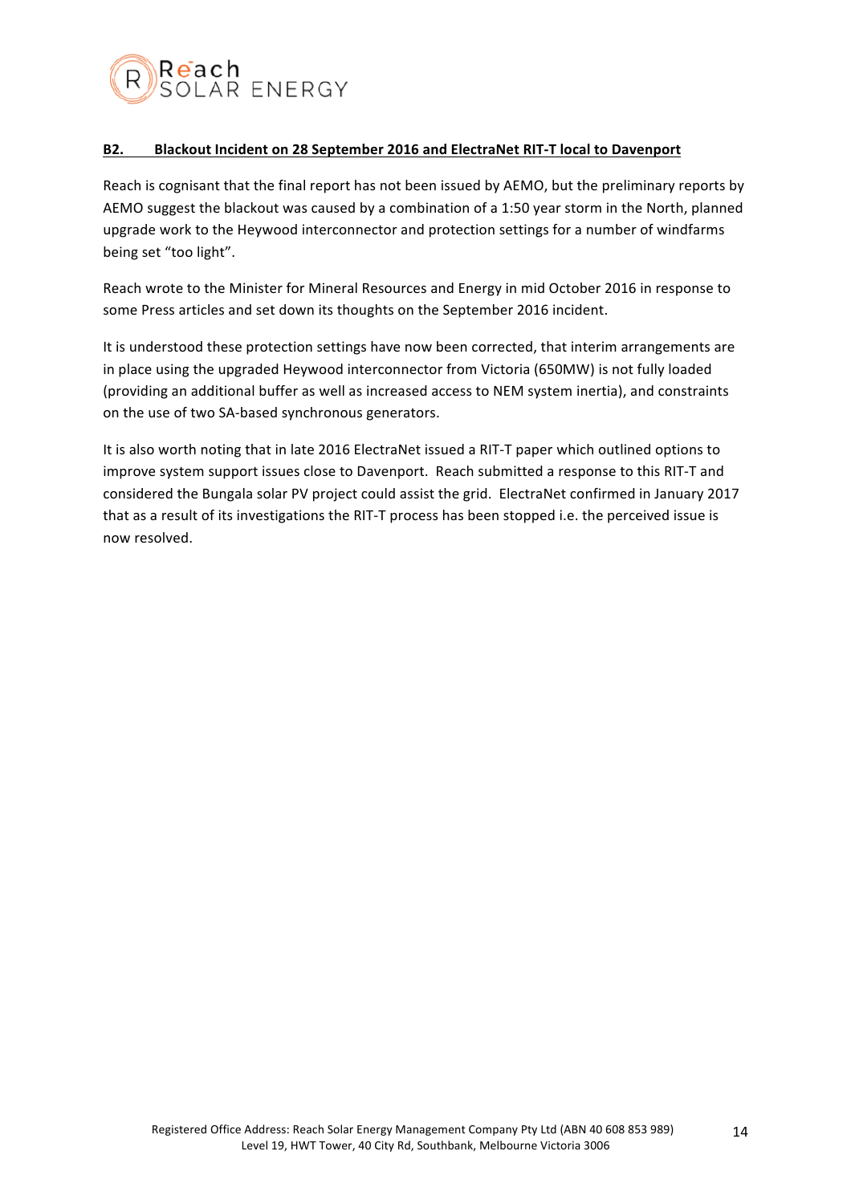## B2. Blackout Incident on 28 September 2016 and ElectraNet RIT-T local to Davenport

Reach is cognisant that the final report has not been issued by AEMO, but the preliminary reports by AEMO suggest the blackout was caused by a combination of a 1:50 year storm in the North, planned upgrade work to the Heywood interconnector and protection settings for a number of windfarms being set "too light".

Reach wrote to the Minister for Mineral Resources and Energy in mid October 2016 in response to some Press articles and set down its thoughts on the September 2016 incident.

It is understood these protection settings have now been corrected, that interim arrangements are in place using the upgraded Heywood interconnector from Victoria (650MW) is not fully loaded (providing an additional buffer as well as increased access to NEM system inertia), and constraints on the use of two SA-based synchronous generators.

It is also worth noting that in late 2016 ElectraNet issued a RIT-T paper which outlined options to improve system support issues close to Davenport. Reach submitted a response to this RIT-T and considered the Bungala solar PV project could assist the grid. ElectraNet confirmed in January 2017 that as a result of its investigations the RIT-T process has been stopped i.e. the perceived issue is now resolved.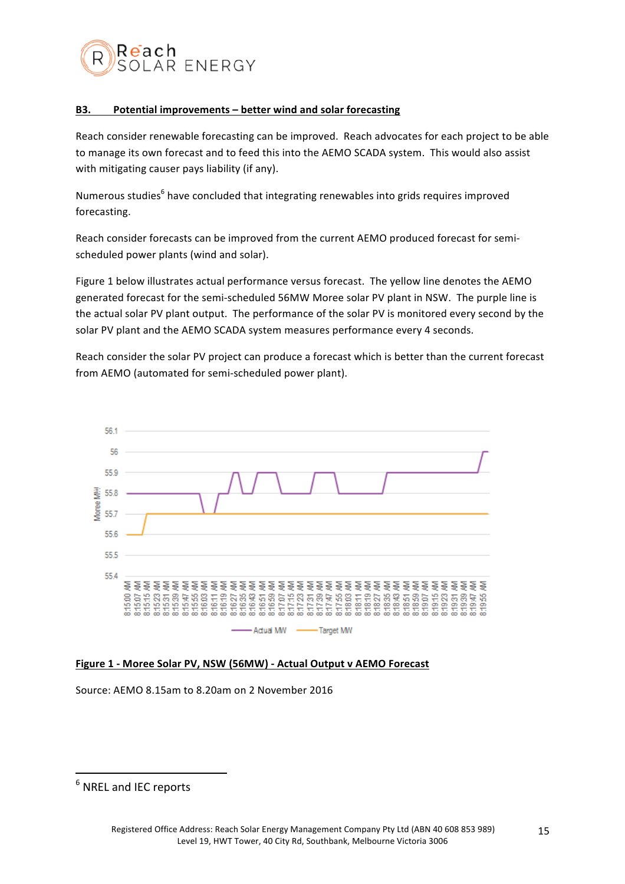## B3. Potential improvements – better wind and solar forecasting

Reach consider renewable forecasting can be improved. Reach advocates for each project to be able to manage its own forecast and to feed this into the AEMO SCADA system. This would also assist with mitigating causer pays liability (if any).

Numerous studies[6] have concluded that integrating renewables into grids requires improved forecasting.

Reach consider forecasts can be improved from the current AEMO produced forecast for semi-scheduled power plants (wind and solar).

Figure 1 below illustrates actual performance versus forecast. The yellow line denotes the AEMO generated forecast for the semi-scheduled 56MW Moree solar PV plant in NSW. The purple line is the actual solar PV plant output. The performance of the solar PV is monitored every second by the solar PV plant and the AEMO SCADA system measures performance every 4 seconds.

Reach consider the solar PV project can produce a forecast which is better than the current forecast from AEMO (automated for semi-scheduled power plant).

**Figure 1 - Moree Solar PV, NSW (56MW) - Actual Output v AEMO Forecast**

Source: AEMO 8.15am to 8.20am on 2 November 2016

---

[6] NREL and IEC reports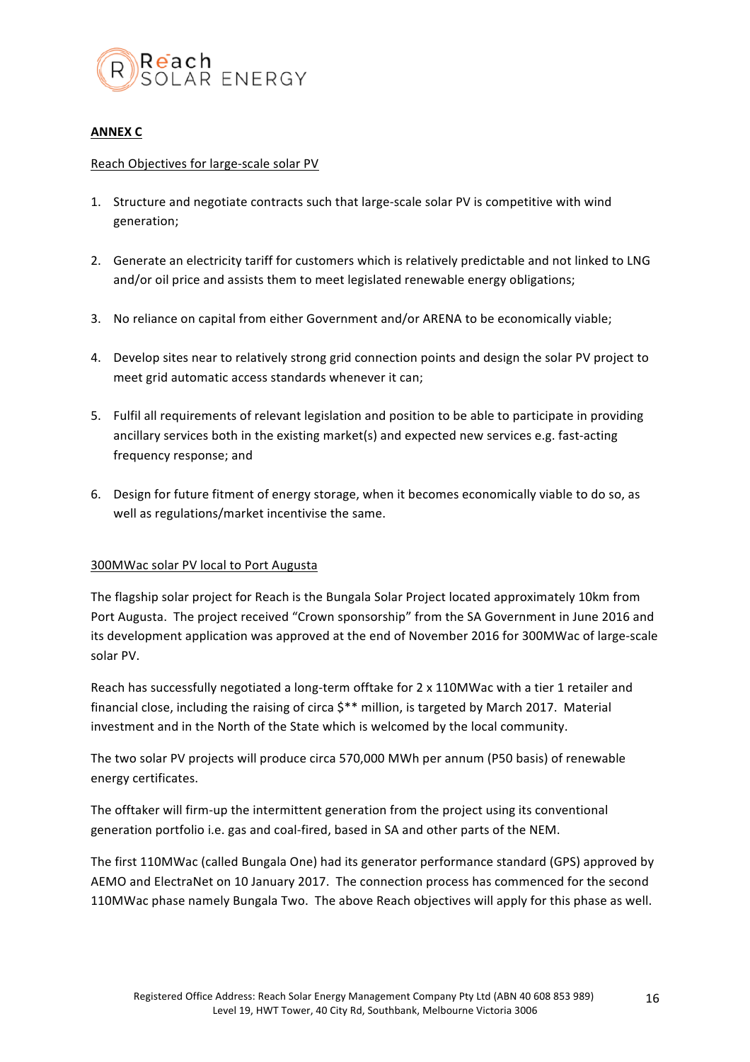**ANNEX C**

Reach Objectives for large-scale solar PV

1. Structure and negotiate contracts such that large-scale solar PV is competitive with wind generation;

2. Generate an electricity tariff for customers which is relatively predictable and not linked to LNG and/or oil price and assists them to meet legislated renewable energy obligations;

3. No reliance on capital from either Government and/or ARENA to be economically viable;

4. Develop sites near to relatively strong grid connection points and design the solar PV project to meet grid automatic access standards whenever it can;

5. Fulfil all requirements of relevant legislation and position to be able to participate in providing ancillary services both in the existing market(s) and expected new services e.g. fast-acting frequency response; and

6. Design for future fitment of energy storage, when it becomes economically viable to do so, as well as regulations/market incentivise the same.

300MWac solar PV local to Port Augusta

The flagship solar project for Reach is the Bungala Solar Project located approximately 10km from Port Augusta. The project received "Crown sponsorship" from the SA Government in June 2016 and its development application was approved at the end of November 2016 for 300MWac of large-scale solar PV.

Reach has successfully negotiated a long-term offtake for 2 x 110MWac with a tier 1 retailer and financial close, including the raising of circa $** million, is targeted by March 2017. Material investment and in the North of the State which is welcomed by the local community.

The two solar PV projects will produce circa 570,000 MWh per annum (P50 basis) of renewable energy certificates.

The offtaker will firm-up the intermittent generation from the project using its conventional generation portfolio i.e. gas and coal-fired, based in SA and other parts of the NEM.

The first 110MWac (called Bungala One) had its generator performance standard (GPS) approved by AEMO and ElectraNet on 10 January 2017. The connection process has commenced for the second 110MWac phase namely Bungala Two. The above Reach objectives will apply for this phase as well.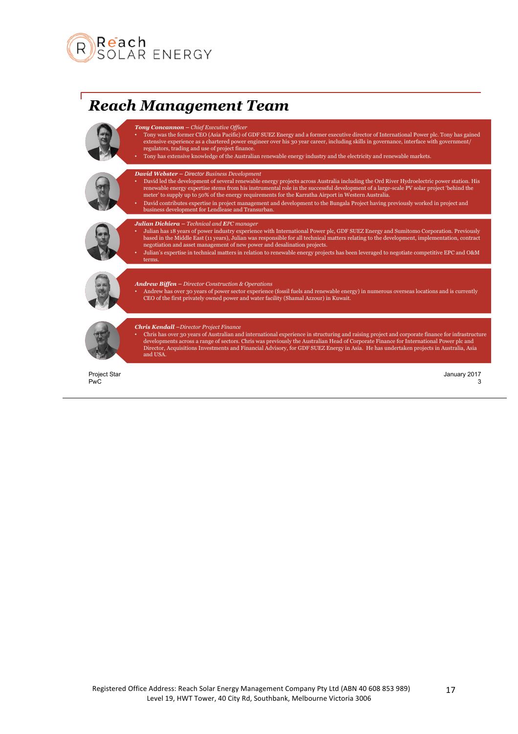# Reach Management Team

***Tony Concannon*** *– Chief Executive Officer*

- Tony was the former CEO (Asia Pacific) of GDF SUEZ Energy and a former executive director of International Power plc. Tony has gained extensive experience as a chartered power engineer over his 30 year career, including skills in governance, interface with government/ regulators, trading and use of project finance.
- Tony has extensive knowledge of the Australian renewable energy industry and the electricity and renewable markets.

***David Webster*** *– Director Business Development*

- David led the development of several renewable energy projects across Australia including the Ord River Hydroelectric power station. His renewable energy expertise stems from his instrumental role in the successful development of a large-scale PV solar project 'behind the meter' to supply up to 50% of the energy requirements for the Karratha Airport in Western Australia.
- David contributes expertise in project management and development to the Bungala Project having previously worked in project and business development for Lendlease and Transurban.

***Julian Dichiera*** *– Technical and EPC manager*

- Julian has 18 years of power industry experience with International Power plc, GDF SUEZ Energy and Sumitomo Corporation. Previously based in the Middle East (11 years), Julian was responsible for all technical matters relating to the development, implementation, contract negotiation and asset management of new power and desalination projects.
- Julian's expertise in technical matters in relation to renewable energy projects has been leveraged to negotiate competitive EPC and O&M terms.

***Andrew Biffen*** *– Director Construction & Operations*

- Andrew has over 30 years of power sector experience (fossil fuels and renewable energy) in numerous overseas locations and is currently CEO of the first privately owned power and water facility (Shamal Azzour) in Kuwait.

***Chris Kendall*** *–Director Project Finance*

- Chris has over 30 years of Australian and international experience in structuring and raising project and corporate finance for infrastructure developments across a range of sectors. Chris was previously the Australian Head of Corporate Finance for International Power plc and Director, Acquisitions Investments and Financial Advisory, for GDF SUEZ Energy in Asia. He has undertaken projects in Australia, Asia and USA.

Project Star
PwC

January 2017

Registered Office Address: Reach Solar Energy Management Company Pty Ltd (ABN 40 608 853 989)
Level 19, HWT Tower, 40 City Rd, Southbank, Melbourne Victoria 3006